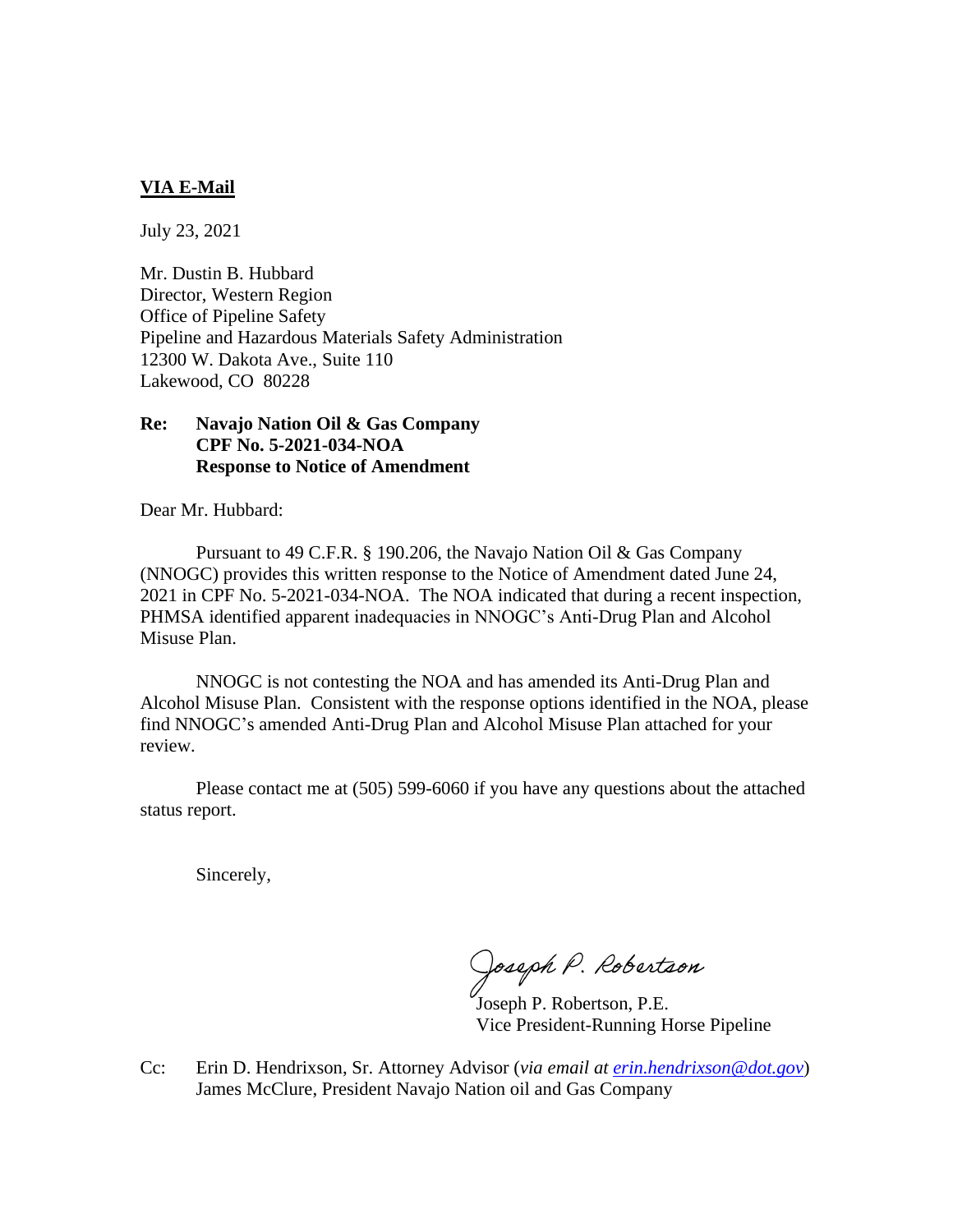**VIA E-Mail**

July 23, 2021

Mr. Dustin B. Hubbard
Director, Western Region
Office of Pipeline Safety
Pipeline and Hazardous Materials Safety Administration
12300 W. Dakota Ave., Suite 110
Lakewood, CO 80228

**Re: Navajo Nation Oil & Gas Company**
**CPF No. 5-2021-034-NOA**
**Response to Notice of Amendment**

Dear Mr. Hubbard:

Pursuant to 49 C.F.R. § 190.206, the Navajo Nation Oil & Gas Company (NNOGC) provides this written response to the Notice of Amendment dated June 24, 2021 in CPF No. 5-2021-034-NOA. The NOA indicated that during a recent inspection, PHMSA identified apparent inadequacies in NNOGC's Anti-Drug Plan and Alcohol Misuse Plan.

NNOGC is not contesting the NOA and has amended its Anti-Drug Plan and Alcohol Misuse Plan. Consistent with the response options identified in the NOA, please find NNOGC's amended Anti-Drug Plan and Alcohol Misuse Plan attached for your review.

Please contact me at (505) 599-6060 if you have any questions about the attached status report.

Sincerely,

*Joseph P. Robertson*

Joseph P. Robertson, P.E.
Vice President-Running Horse Pipeline

Cc: Erin D. Hendrixson, Sr. Attorney Advisor (*via email at erin.hendrixson@dot.gov*)
James McClure, President Navajo Nation oil and Gas Company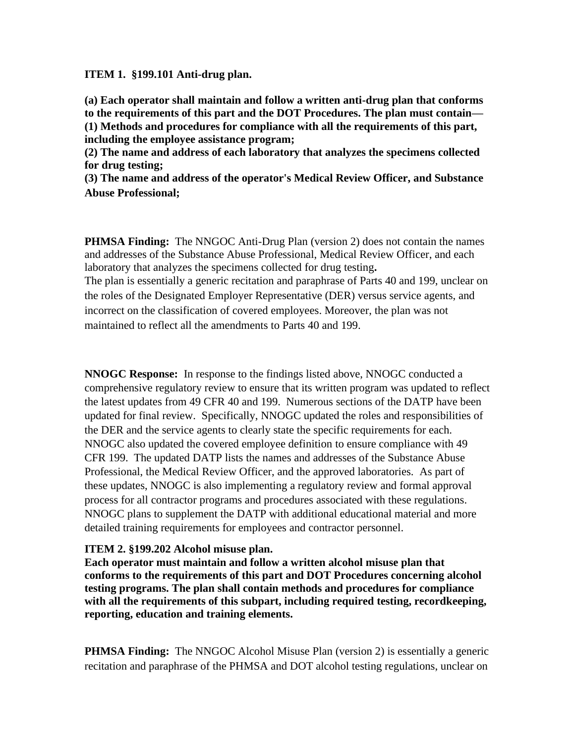**ITEM 1. §199.101 Anti-drug plan.**

**(a) Each operator shall maintain and follow a written anti-drug plan that conforms to the requirements of this part and the DOT Procedures. The plan must contain—**
**(1) Methods and procedures for compliance with all the requirements of this part, including the employee assistance program;**
**(2) The name and address of each laboratory that analyzes the specimens collected for drug testing;**
**(3) The name and address of the operator's Medical Review Officer, and Substance Abuse Professional;**

**PHMSA Finding:** The NNGOC Anti-Drug Plan (version 2) does not contain the names and addresses of the Substance Abuse Professional, Medical Review Officer, and each laboratory that analyzes the specimens collected for drug testing**.**
The plan is essentially a generic recitation and paraphrase of Parts 40 and 199, unclear on the roles of the Designated Employer Representative (DER) versus service agents, and incorrect on the classification of covered employees. Moreover, the plan was not maintained to reflect all the amendments to Parts 40 and 199.

**NNOGC Response:** In response to the findings listed above, NNOGC conducted a comprehensive regulatory review to ensure that its written program was updated to reflect the latest updates from 49 CFR 40 and 199. Numerous sections of the DATP have been updated for final review. Specifically, NNOGC updated the roles and responsibilities of the DER and the service agents to clearly state the specific requirements for each. NNOGC also updated the covered employee definition to ensure compliance with 49 CFR 199. The updated DATP lists the names and addresses of the Substance Abuse Professional, the Medical Review Officer, and the approved laboratories. As part of these updates, NNOGC is also implementing a regulatory review and formal approval process for all contractor programs and procedures associated with these regulations. NNOGC plans to supplement the DATP with additional educational material and more detailed training requirements for employees and contractor personnel.

**ITEM 2. §199.202 Alcohol misuse plan.**
**Each operator must maintain and follow a written alcohol misuse plan that conforms to the requirements of this part and DOT Procedures concerning alcohol testing programs. The plan shall contain methods and procedures for compliance with all the requirements of this subpart, including required testing, recordkeeping, reporting, education and training elements.**

**PHMSA Finding:** The NNGOC Alcohol Misuse Plan (version 2) is essentially a generic recitation and paraphrase of the PHMSA and DOT alcohol testing regulations, unclear on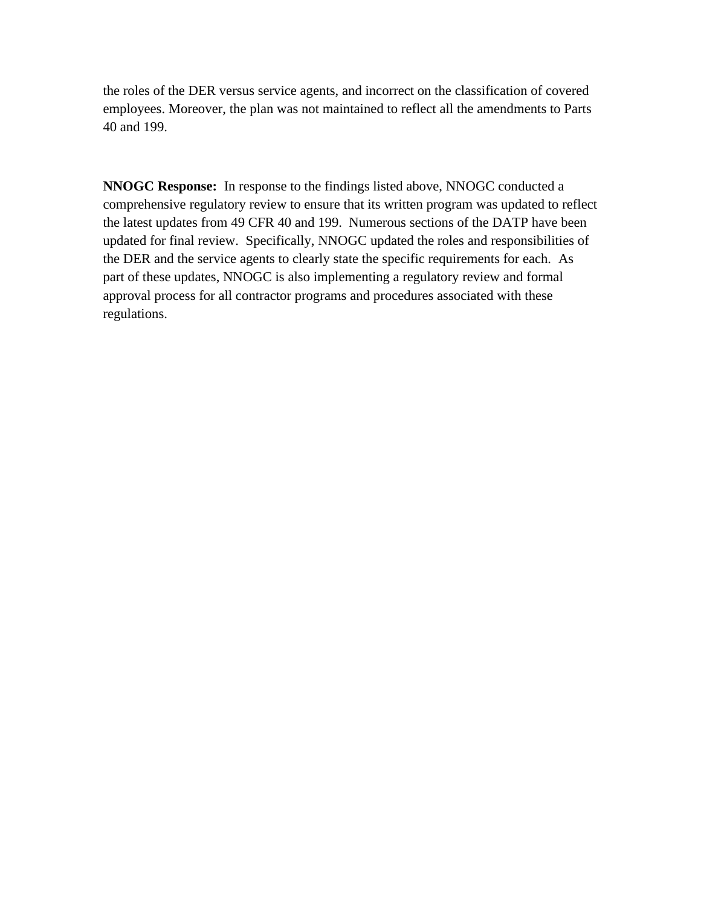the roles of the DER versus service agents, and incorrect on the classification of covered employees. Moreover, the plan was not maintained to reflect all the amendments to Parts 40 and 199.

**NNOGC Response:** In response to the findings listed above, NNOGC conducted a comprehensive regulatory review to ensure that its written program was updated to reflect the latest updates from 49 CFR 40 and 199. Numerous sections of the DATP have been updated for final review. Specifically, NNOGC updated the roles and responsibilities of the DER and the service agents to clearly state the specific requirements for each. As part of these updates, NNOGC is also implementing a regulatory review and formal approval process for all contractor programs and procedures associated with these regulations.